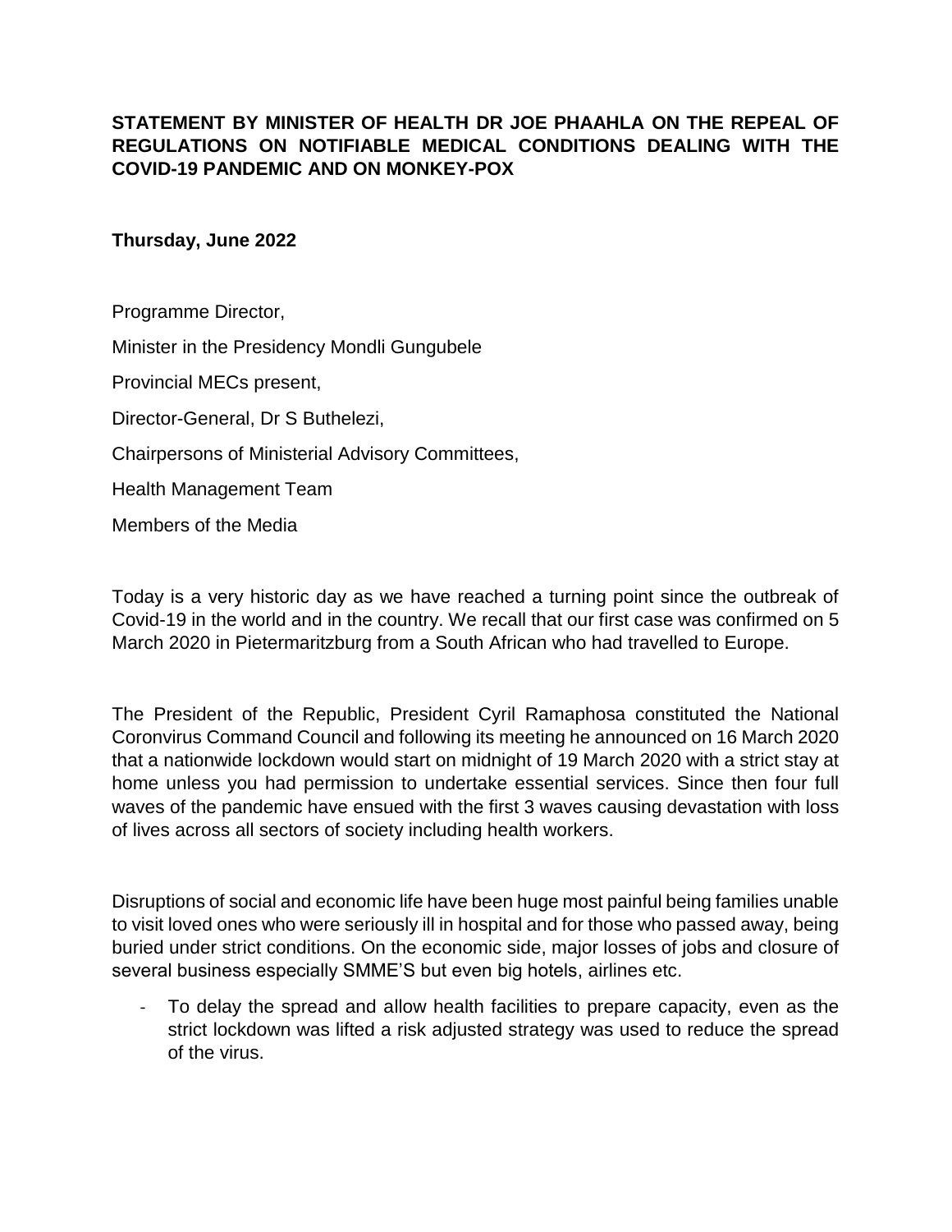**STATEMENT BY MINISTER OF HEALTH DR JOE PHAAHLA ON THE REPEAL OF REGULATIONS ON NOTIFIABLE MEDICAL CONDITIONS DEALING WITH THE COVID-19 PANDEMIC AND ON MONKEY-POX**

**Thursday, June 2022**

Programme Director,

Minister in the Presidency Mondli Gungubele

Provincial MECs present,

Director-General, Dr S Buthelezi,

Chairpersons of Ministerial Advisory Committees,

Health Management Team

Members of the Media

Today is a very historic day as we have reached a turning point since the outbreak of Covid-19 in the world and in the country. We recall that our first case was confirmed on 5 March 2020 in Pietermaritzburg from a South African who had travelled to Europe.

The President of the Republic, President Cyril Ramaphosa constituted the National Coronvirus Command Council and following its meeting he announced on 16 March 2020 that a nationwide lockdown would start on midnight of 19 March 2020 with a strict stay at home unless you had permission to undertake essential services. Since then four full waves of the pandemic have ensued with the first 3 waves causing devastation with loss of lives across all sectors of society including health workers.

Disruptions of social and economic life have been huge most painful being families unable to visit loved ones who were seriously ill in hospital and for those who passed away, being buried under strict conditions. On the economic side, major losses of jobs and closure of several business especially SMME'S but even big hotels, airlines etc.

- To delay the spread and allow health facilities to prepare capacity, even as the strict lockdown was lifted a risk adjusted strategy was used to reduce the spread of the virus.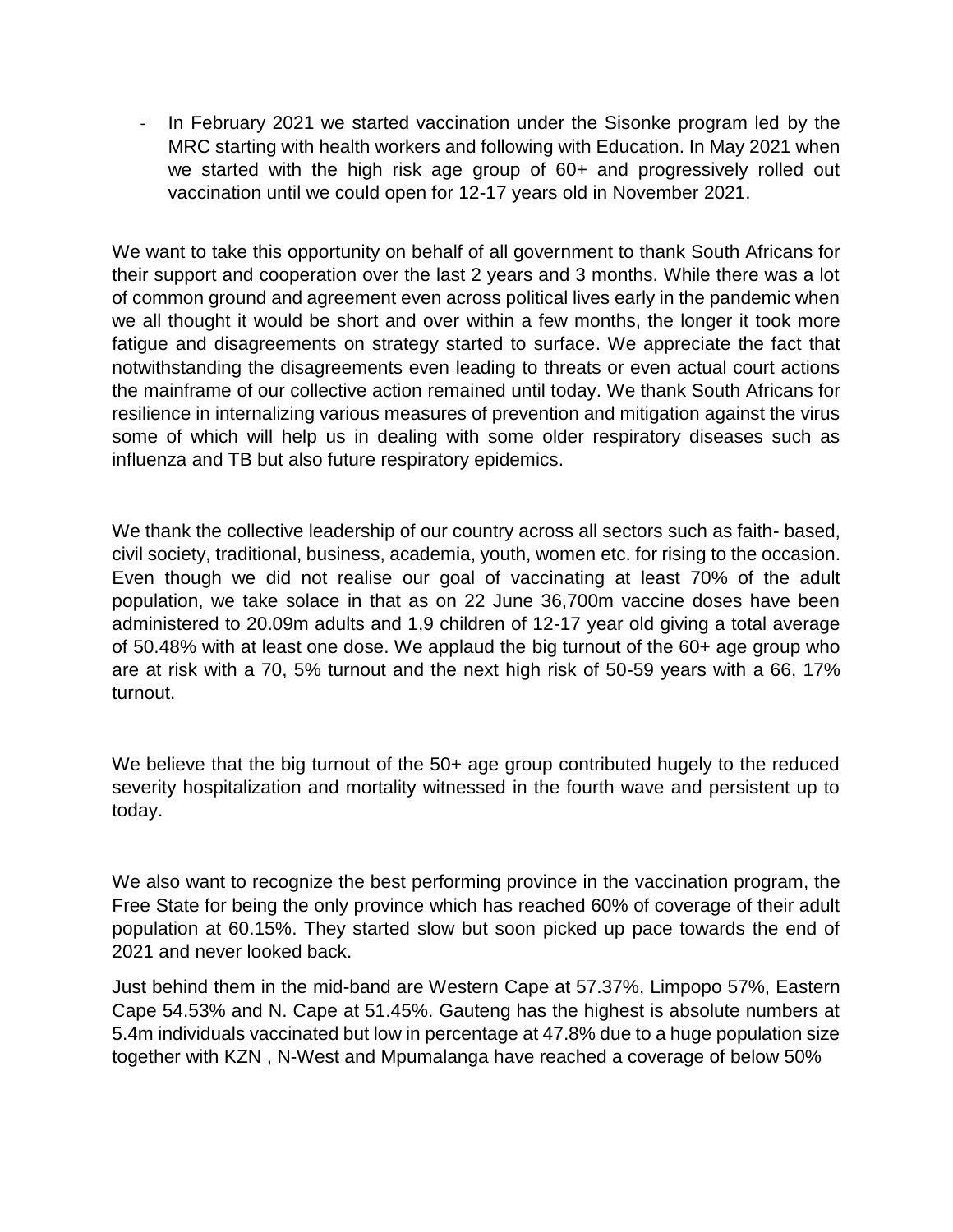- In February 2021 we started vaccination under the Sisonke program led by the MRC starting with health workers and following with Education. In May 2021 when we started with the high risk age group of 60+ and progressively rolled out vaccination until we could open for 12-17 years old in November 2021.

We want to take this opportunity on behalf of all government to thank South Africans for their support and cooperation over the last 2 years and 3 months. While there was a lot of common ground and agreement even across political lives early in the pandemic when we all thought it would be short and over within a few months, the longer it took more fatigue and disagreements on strategy started to surface. We appreciate the fact that notwithstanding the disagreements even leading to threats or even actual court actions the mainframe of our collective action remained until today. We thank South Africans for resilience in internalizing various measures of prevention and mitigation against the virus some of which will help us in dealing with some older respiratory diseases such as influenza and TB but also future respiratory epidemics.

We thank the collective leadership of our country across all sectors such as faith- based, civil society, traditional, business, academia, youth, women etc. for rising to the occasion. Even though we did not realise our goal of vaccinating at least 70% of the adult population, we take solace in that as on 22 June 36,700m vaccine doses have been administered to 20.09m adults and 1,9 children of 12-17 year old giving a total average of 50.48% with at least one dose. We applaud the big turnout of the 60+ age group who are at risk with a 70, 5% turnout and the next high risk of 50-59 years with a 66, 17% turnout.

We believe that the big turnout of the 50+ age group contributed hugely to the reduced severity hospitalization and mortality witnessed in the fourth wave and persistent up to today.

We also want to recognize the best performing province in the vaccination program, the Free State for being the only province which has reached 60% of coverage of their adult population at 60.15%. They started slow but soon picked up pace towards the end of 2021 and never looked back.

Just behind them in the mid-band are Western Cape at 57.37%, Limpopo 57%, Eastern Cape 54.53% and N. Cape at 51.45%. Gauteng has the highest is absolute numbers at 5.4m individuals vaccinated but low in percentage at 47.8% due to a huge population size together with KZN , N-West and Mpumalanga have reached a coverage of below 50%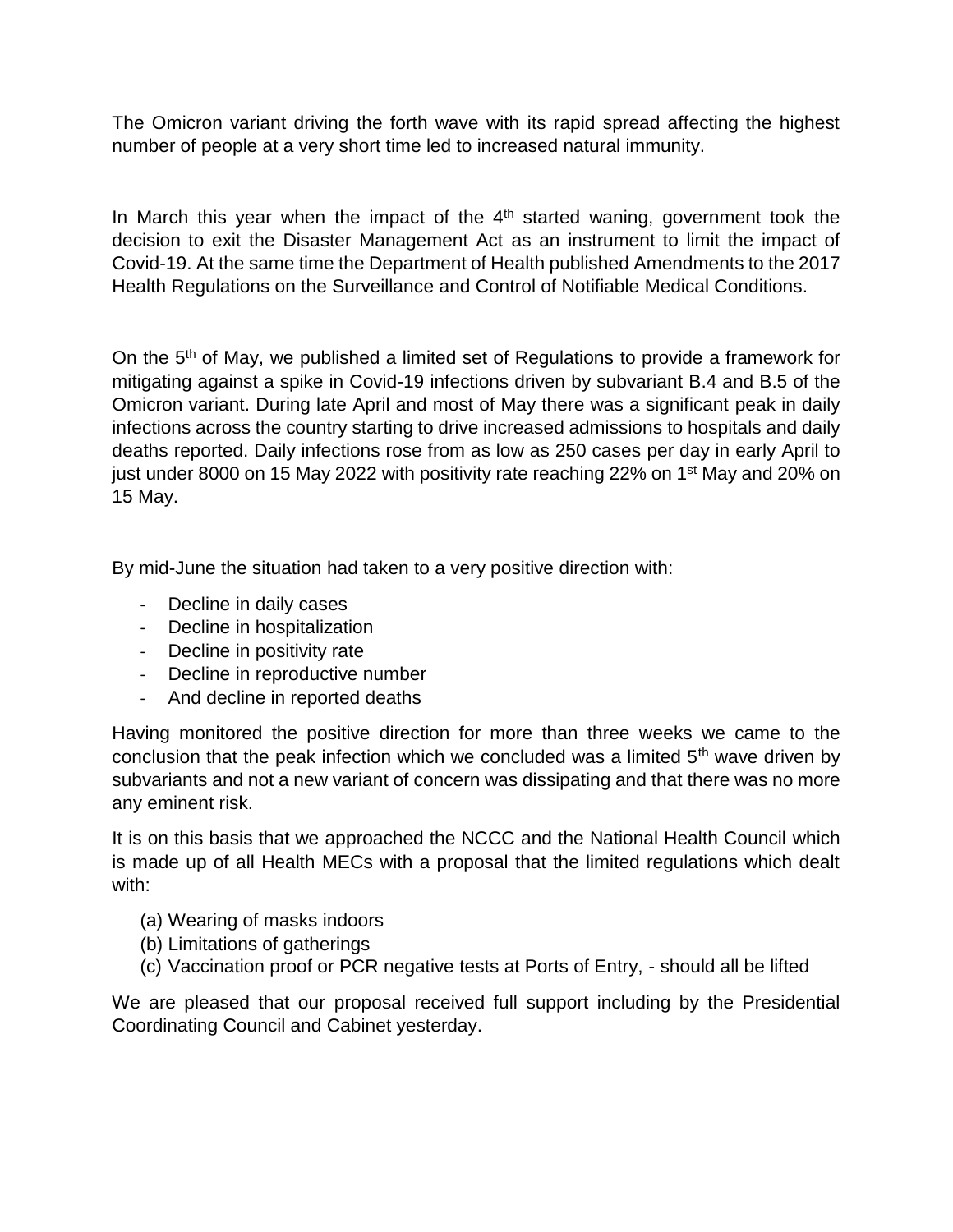The Omicron variant driving the forth wave with its rapid spread affecting the highest number of people at a very short time led to increased natural immunity.

In March this year when the impact of the 4th started waning, government took the decision to exit the Disaster Management Act as an instrument to limit the impact of Covid-19. At the same time the Department of Health published Amendments to the 2017 Health Regulations on the Surveillance and Control of Notifiable Medical Conditions.

On the 5th of May, we published a limited set of Regulations to provide a framework for mitigating against a spike in Covid-19 infections driven by subvariant B.4 and B.5 of the Omicron variant. During late April and most of May there was a significant peak in daily infections across the country starting to drive increased admissions to hospitals and daily deaths reported. Daily infections rose from as low as 250 cases per day in early April to just under 8000 on 15 May 2022 with positivity rate reaching 22% on 1st May and 20% on 15 May.

By mid-June the situation had taken to a very positive direction with:

- Decline in daily cases
- Decline in hospitalization
- Decline in positivity rate
- Decline in reproductive number
- And decline in reported deaths

Having monitored the positive direction for more than three weeks we came to the conclusion that the peak infection which we concluded was a limited 5th wave driven by subvariants and not a new variant of concern was dissipating and that there was no more any eminent risk.

It is on this basis that we approached the NCCC and the National Health Council which is made up of all Health MECs with a proposal that the limited regulations which dealt with:

(a) Wearing of masks indoors
(b) Limitations of gatherings
(c) Vaccination proof or PCR negative tests at Ports of Entry, - should all be lifted

We are pleased that our proposal received full support including by the Presidential Coordinating Council and Cabinet yesterday.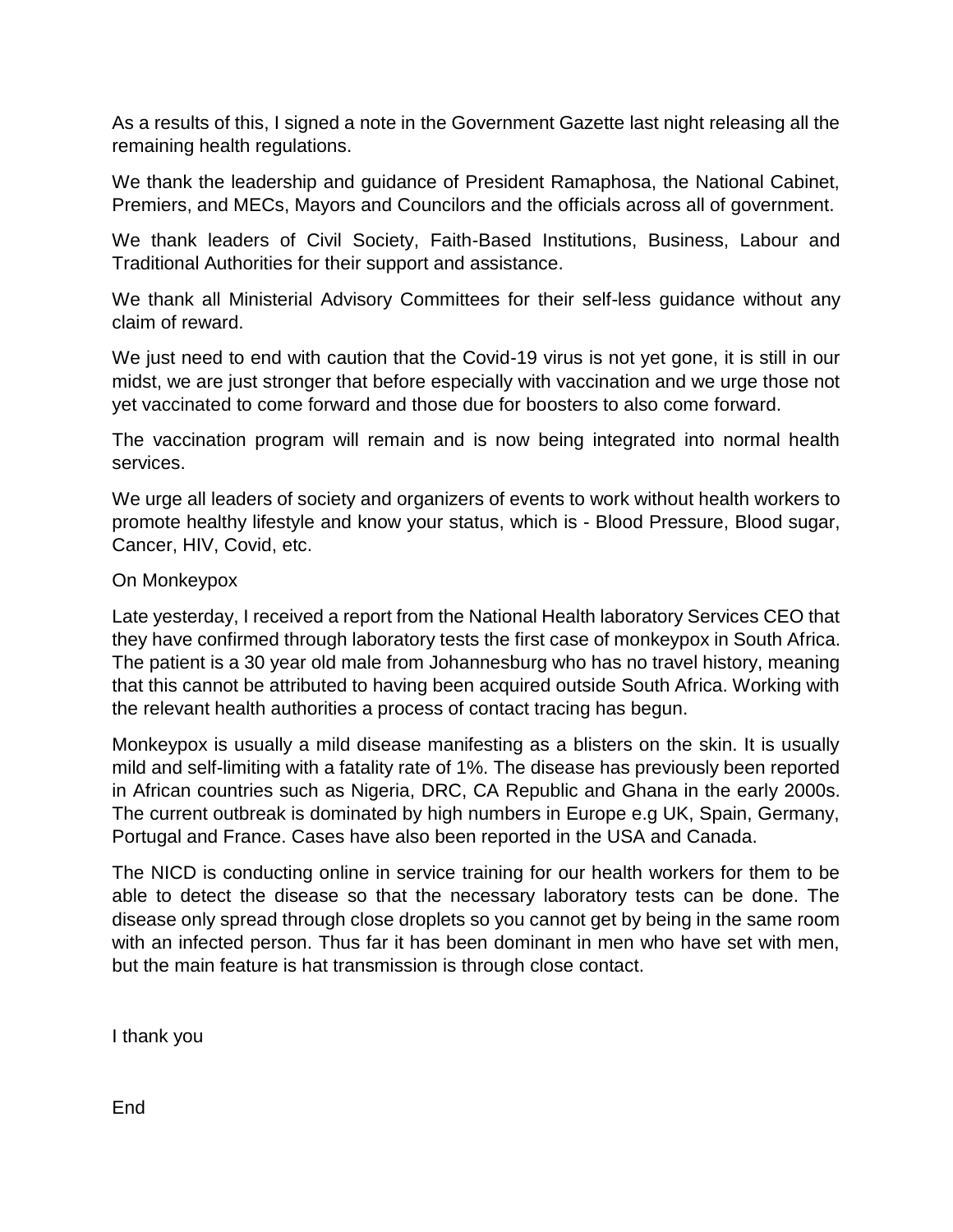As a results of this, I signed a note in the Government Gazette last night releasing all the remaining health regulations.

We thank the leadership and guidance of President Ramaphosa, the National Cabinet, Premiers, and MECs, Mayors and Councilors and the officials across all of government.

We thank leaders of Civil Society, Faith-Based Institutions, Business, Labour and Traditional Authorities for their support and assistance.

We thank all Ministerial Advisory Committees for their self-less guidance without any claim of reward.

We just need to end with caution that the Covid-19 virus is not yet gone, it is still in our midst, we are just stronger that before especially with vaccination and we urge those not yet vaccinated to come forward and those due for boosters to also come forward.

The vaccination program will remain and is now being integrated into normal health services.

We urge all leaders of society and organizers of events to work without health workers to promote healthy lifestyle and know your status, which is - Blood Pressure, Blood sugar, Cancer, HIV, Covid, etc.

On Monkeypox

Late yesterday, I received a report from the National Health laboratory Services CEO that they have confirmed through laboratory tests the first case of monkeypox in South Africa. The patient is a 30 year old male from Johannesburg who has no travel history, meaning that this cannot be attributed to having been acquired outside South Africa. Working with the relevant health authorities a process of contact tracing has begun.

Monkeypox is usually a mild disease manifesting as a blisters on the skin. It is usually mild and self-limiting with a fatality rate of 1%. The disease has previously been reported in African countries such as Nigeria, DRC, CA Republic and Ghana in the early 2000s. The current outbreak is dominated by high numbers in Europe e.g UK, Spain, Germany, Portugal and France. Cases have also been reported in the USA and Canada.

The NICD is conducting online in service training for our health workers for them to be able to detect the disease so that the necessary laboratory tests can be done. The disease only spread through close droplets so you cannot get by being in the same room with an infected person. Thus far it has been dominant in men who have set with men, but the main feature is hat transmission is through close contact.

I thank you

End